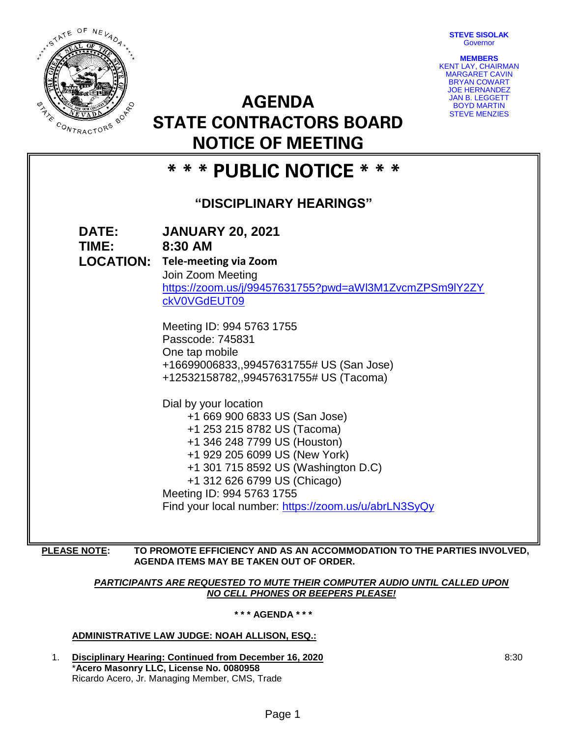**STEVE SISOLAK**
Governor

**MEMBERS**
KENT LAY, CHAIRMAN
MARGARET CAVIN
BRYAN COWART
JOE HERNANDEZ
JAN B. LEGGETT
BOYD MARTIN
STEVE MENZIES

# AGENDA
# STATE CONTRACTORS BOARD
# NOTICE OF MEETING

# * * * PUBLIC NOTICE * * *

## "DISCIPLINARY HEARINGS"

**DATE:** **JANUARY 20, 2021**
**TIME:** **8:30 AM**
**LOCATION:** **Tele-meeting via Zoom**

Join Zoom Meeting
https://zoom.us/j/99457631755?pwd=aWl3M1ZvcmZPSm9lY2ZYckV0VGdEUT09

Meeting ID: 994 5763 1755
Passcode: 745831
One tap mobile
+16699006833,,99457631755# US (San Jose)
+12532158782,,99457631755# US (Tacoma)

Dial by your location
+1 669 900 6833 US (San Jose)
+1 253 215 8782 US (Tacoma)
+1 346 248 7799 US (Houston)
+1 929 205 6099 US (New York)
+1 301 715 8592 US (Washington D.C)
+1 312 626 6799 US (Chicago)
Meeting ID: 994 5763 1755
Find your local number: https://zoom.us/u/abrLN3SyQy

**PLEASE NOTE:** **TO PROMOTE EFFICIENCY AND AS AN ACCOMMODATION TO THE PARTIES INVOLVED, AGENDA ITEMS MAY BE TAKEN OUT OF ORDER.**

***PARTICIPANTS ARE REQUESTED TO MUTE THEIR COMPUTER AUDIO UNTIL CALLED UPON***
***NO CELL PHONES OR BEEPERS PLEASE!***

**\* \* \* AGENDA \* \* \***

**ADMINISTRATIVE LAW JUDGE: NOAH ALLISON, ESQ.:**

1. **Disciplinary Hearing: Continued from December 16, 2020** — 8:30
   \***Acero Masonry LLC, License No. 0080958**
   Ricardo Acero, Jr. Managing Member, CMS, Trade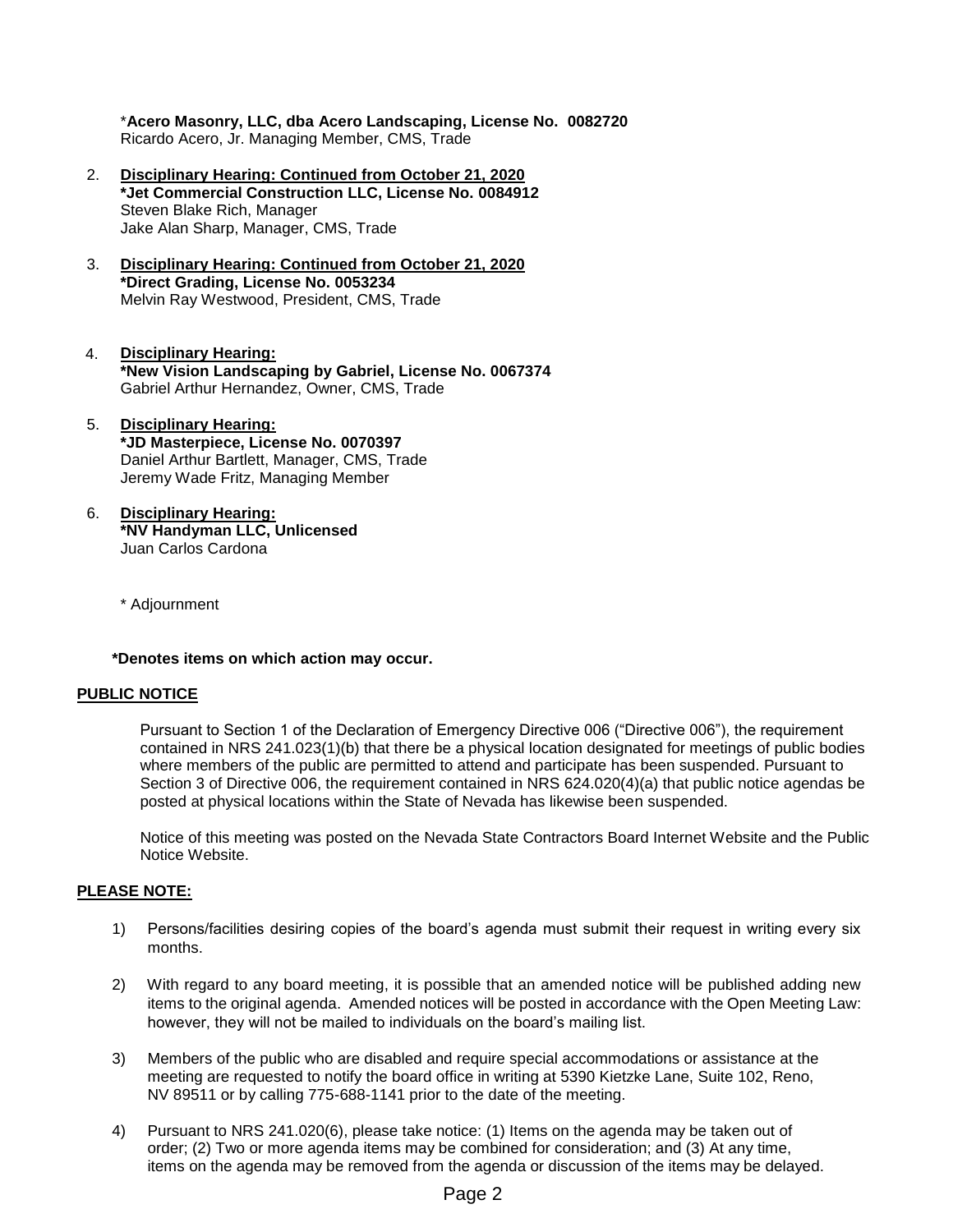*__Acero Masonry, LLC, dba Acero Landscaping, License No.  0082720__
Ricardo Acero, Jr. Managing Member, CMS, Trade

2. <u>**Disciplinary Hearing: Continued from October 21, 2020**</u>
   **\*Jet Commercial Construction LLC, License No. 0084912**
   Steven Blake Rich, Manager
   Jake Alan Sharp, Manager, CMS, Trade

3. <u>**Disciplinary Hearing: Continued from October 21, 2020**</u>
   **\*Direct Grading, License No. 0053234**
   Melvin Ray Westwood, President, CMS, Trade

4. <u>**Disciplinary Hearing:**</u>
   **\*New Vision Landscaping by Gabriel, License No. 0067374**
   Gabriel Arthur Hernandez, Owner, CMS, Trade

5. <u>**Disciplinary Hearing:**</u>
   **\*JD Masterpiece, License No. 0070397**
   Daniel Arthur Bartlett, Manager, CMS, Trade
   Jeremy Wade Fritz, Managing Member

6. <u>**Disciplinary Hearing:**</u>
   **\*NV Handyman LLC, Unlicensed**
   Juan Carlos Cardona

\* Adjournment

**\*Denotes items on which action may occur.**

## PUBLIC NOTICE

Pursuant to Section 1 of the Declaration of Emergency Directive 006 ("Directive 006"), the requirement contained in NRS 241.023(1)(b) that there be a physical location designated for meetings of public bodies where members of the public are permitted to attend and participate has been suspended. Pursuant to Section 3 of Directive 006, the requirement contained in NRS 624.020(4)(a) that public notice agendas be posted at physical locations within the State of Nevada has likewise been suspended.

Notice of this meeting was posted on the Nevada State Contractors Board Internet Website and the Public Notice Website.

## PLEASE NOTE:

1) Persons/facilities desiring copies of the board's agenda must submit their request in writing every six months.

2) With regard to any board meeting, it is possible that an amended notice will be published adding new items to the original agenda. Amended notices will be posted in accordance with the Open Meeting Law: however, they will not be mailed to individuals on the board's mailing list.

3) Members of the public who are disabled and require special accommodations or assistance at the meeting are requested to notify the board office in writing at 5390 Kietzke Lane, Suite 102, Reno, NV 89511 or by calling 775-688-1141 prior to the date of the meeting.

4) Pursuant to NRS 241.020(6), please take notice: (1) Items on the agenda may be taken out of order; (2) Two or more agenda items may be combined for consideration; and (3) At any time, items on the agenda may be removed from the agenda or discussion of the items may be delayed.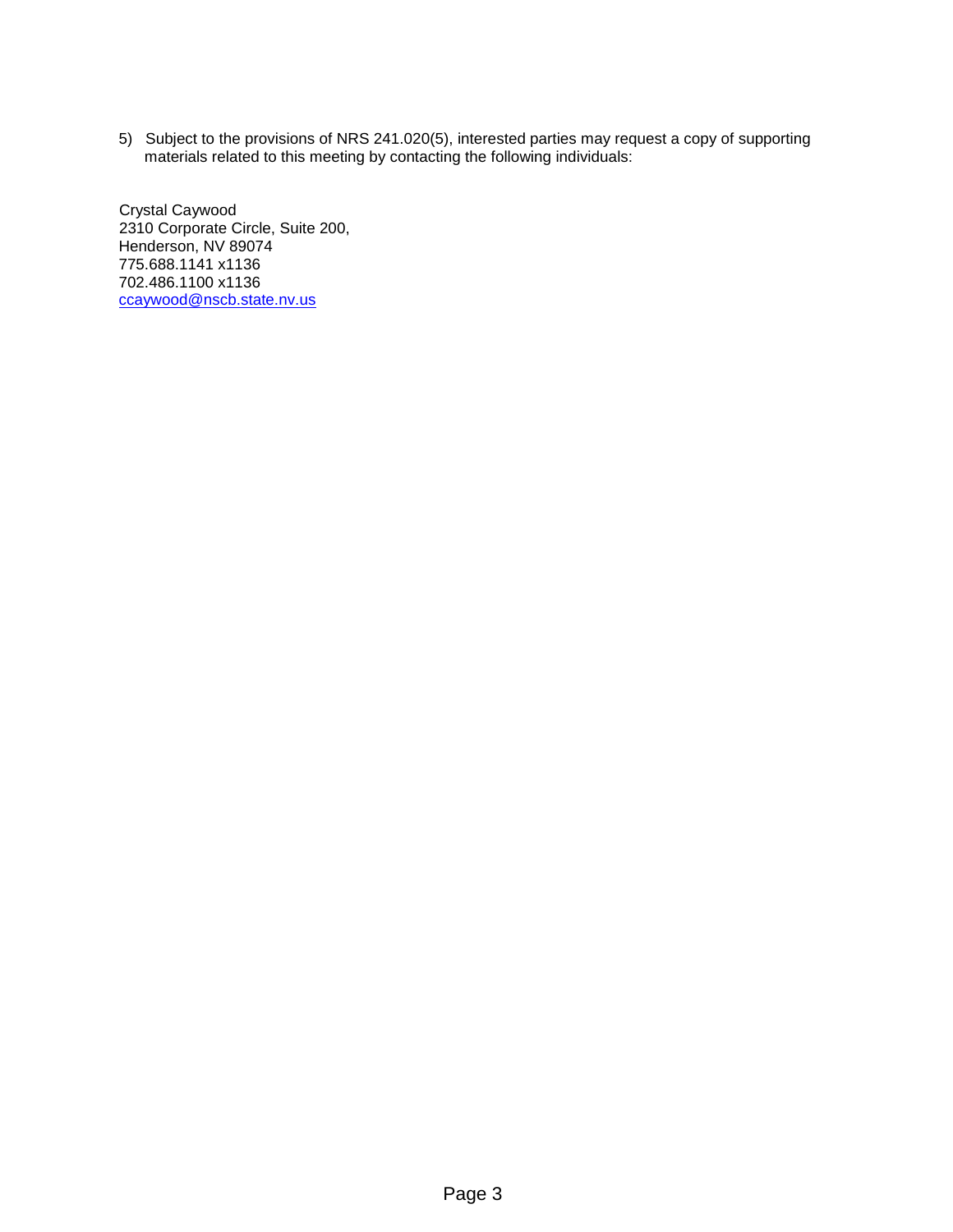5) Subject to the provisions of NRS 241.020(5), interested parties may request a copy of supporting materials related to this meeting by contacting the following individuals:

Crystal Caywood  
2310 Corporate Circle, Suite 200,  
Henderson, NV 89074  
775.688.1141 x1136  
702.486.1100 x1136  
ccaywood@nscb.state.nv.us